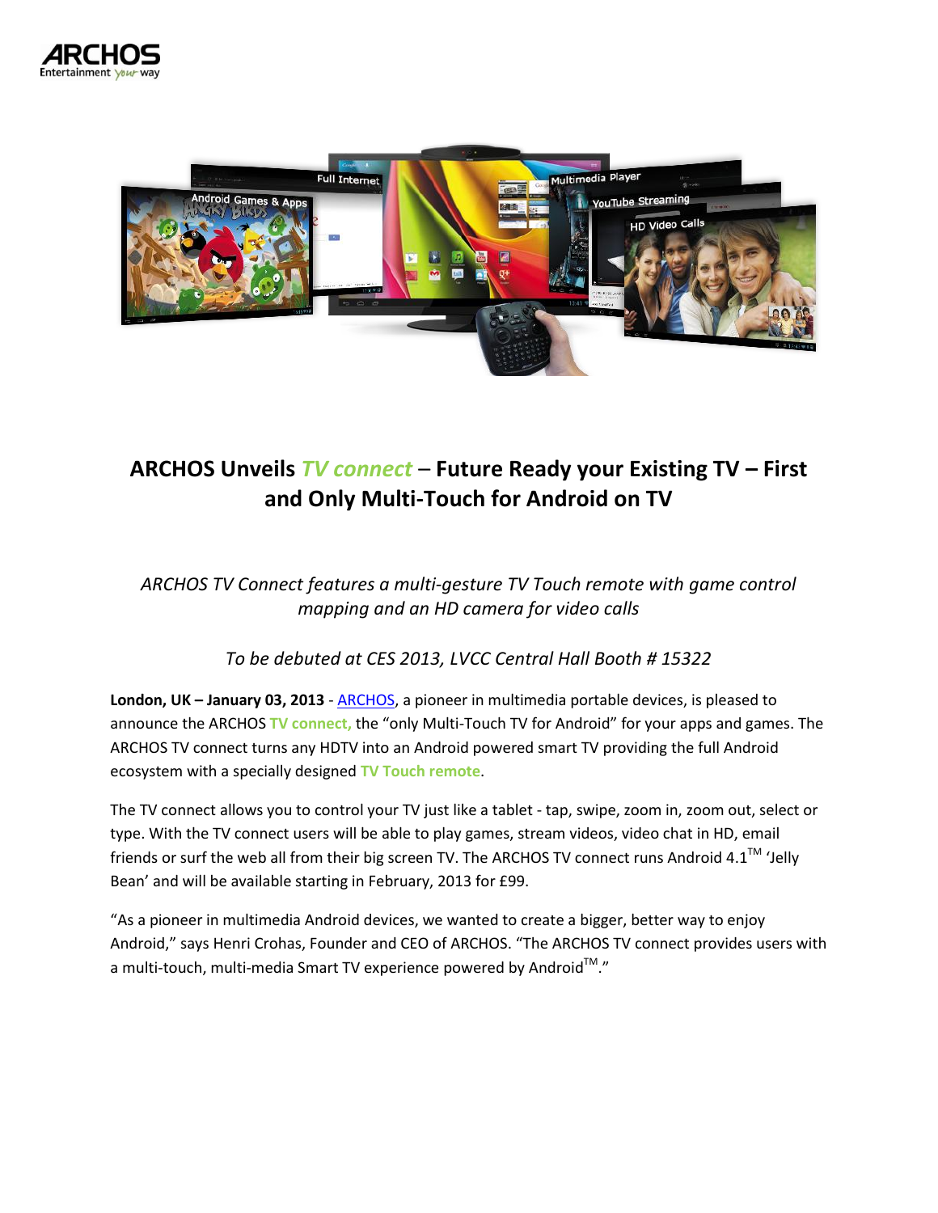# ARCHOS Unveils *TV connect* – Future Ready your Existing TV – First and Only Multi-Touch for Android on TV

*ARCHOS TV Connect features a multi-gesture TV Touch remote with game control mapping and an HD camera for video calls*

*To be debuted at CES 2013, LVCC Central Hall Booth # 15322*

**London, UK – January 03, 2013** - ARCHOS, a pioneer in multimedia portable devices, is pleased to announce the ARCHOS **TV connect,** the "only Multi-Touch TV for Android" for your apps and games. The ARCHOS TV connect turns any HDTV into an Android powered smart TV providing the full Android ecosystem with a specially designed **TV Touch remote**.

The TV connect allows you to control your TV just like a tablet - tap, swipe, zoom in, zoom out, select or type. With the TV connect users will be able to play games, stream videos, video chat in HD, email friends or surf the web all from their big screen TV. The ARCHOS TV connect runs Android 4.1™ 'Jelly Bean' and will be available starting in February, 2013 for £99.

"As a pioneer in multimedia Android devices, we wanted to create a bigger, better way to enjoy Android," says Henri Crohas, Founder and CEO of ARCHOS. "The ARCHOS TV connect provides users with a multi-touch, multi-media Smart TV experience powered by Android™."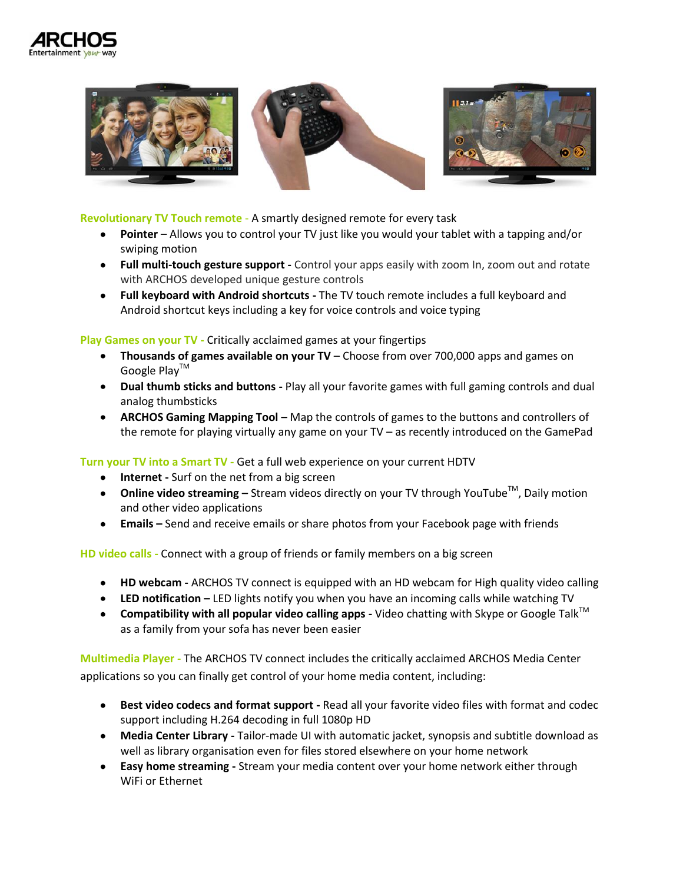**Revolutionary TV Touch remote** - A smartly designed remote for every task

- **Pointer** – Allows you to control your TV just like you would your tablet with a tapping and/or swiping motion
- **Full multi-touch gesture support -** Control your apps easily with zoom In, zoom out and rotate with ARCHOS developed unique gesture controls
- **Full keyboard with Android shortcuts -** The TV touch remote includes a full keyboard and Android shortcut keys including a key for voice controls and voice typing

**Play Games on your TV** - Critically acclaimed games at your fingertips

- **Thousands of games available on your TV** – Choose from over 700,000 apps and games on Google Play™
- **Dual thumb sticks and buttons -** Play all your favorite games with full gaming controls and dual analog thumbsticks
- **ARCHOS Gaming Mapping Tool –** Map the controls of games to the buttons and controllers of the remote for playing virtually any game on your TV – as recently introduced on the GamePad

**Turn your TV into a Smart TV** - Get a full web experience on your current HDTV

- **Internet -** Surf on the net from a big screen
- **Online video streaming –** Stream videos directly on your TV through YouTube™, Daily motion and other video applications
- **Emails –** Send and receive emails or share photos from your Facebook page with friends

**HD video calls** - Connect with a group of friends or family members on a big screen

- **HD webcam -** ARCHOS TV connect is equipped with an HD webcam for High quality video calling
- **LED notification –** LED lights notify you when you have an incoming calls while watching TV
- **Compatibility with all popular video calling apps -** Video chatting with Skype or Google Talk™ as a family from your sofa has never been easier

**Multimedia Player** - The ARCHOS TV connect includes the critically acclaimed ARCHOS Media Center applications so you can finally get control of your home media content, including:

- **Best video codecs and format support -** Read all your favorite video files with format and codec support including H.264 decoding in full 1080p HD
- **Media Center Library -** Tailor-made UI with automatic jacket, synopsis and subtitle download as well as library organisation even for files stored elsewhere on your home network
- **Easy home streaming -** Stream your media content over your home network either through WiFi or Ethernet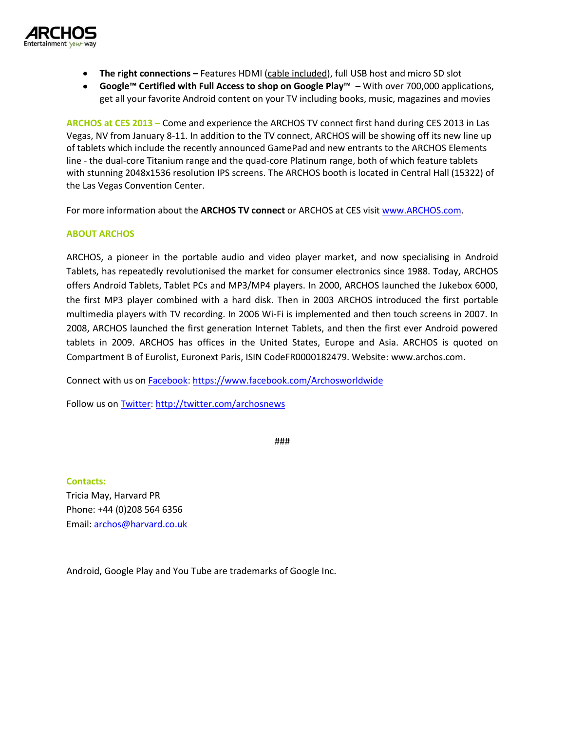- **The right connections –** Features HDMI (cable included), full USB host and micro SD slot
- **Google™ Certified with Full Access to shop on Google Play™ –** With over 700,000 applications, get all your favorite Android content on your TV including books, music, magazines and movies

**ARCHOS at CES 2013 –** Come and experience the ARCHOS TV connect first hand during CES 2013 in Las Vegas, NV from January 8-11. In addition to the TV connect, ARCHOS will be showing off its new line up of tablets which include the recently announced GamePad and new entrants to the ARCHOS Elements line - the dual-core Titanium range and the quad-core Platinum range, both of which feature tablets with stunning 2048x1536 resolution IPS screens. The ARCHOS booth is located in Central Hall (15322) of the Las Vegas Convention Center.

For more information about the **ARCHOS TV connect** or ARCHOS at CES visit www.ARCHOS.com.

## ABOUT ARCHOS

ARCHOS, a pioneer in the portable audio and video player market, and now specialising in Android Tablets, has repeatedly revolutionised the market for consumer electronics since 1988. Today, ARCHOS offers Android Tablets, Tablet PCs and MP3/MP4 players. In 2000, ARCHOS launched the Jukebox 6000, the first MP3 player combined with a hard disk. Then in 2003 ARCHOS introduced the first portable multimedia players with TV recording. In 2006 Wi-Fi is implemented and then touch screens in 2007. In 2008, ARCHOS launched the first generation Internet Tablets, and then the first ever Android powered tablets in 2009. ARCHOS has offices in the United States, Europe and Asia. ARCHOS is quoted on Compartment B of Eurolist, Euronext Paris, ISIN CodeFR0000182479. Website: www.archos.com.

Connect with us on Facebook: https://www.facebook.com/Archosworldwide

Follow us on Twitter: http://twitter.com/archosnews

###

**Contacts:**
Tricia May, Harvard PR
Phone: +44 (0)208 564 6356
Email: archos@harvard.co.uk

Android, Google Play and You Tube are trademarks of Google Inc.